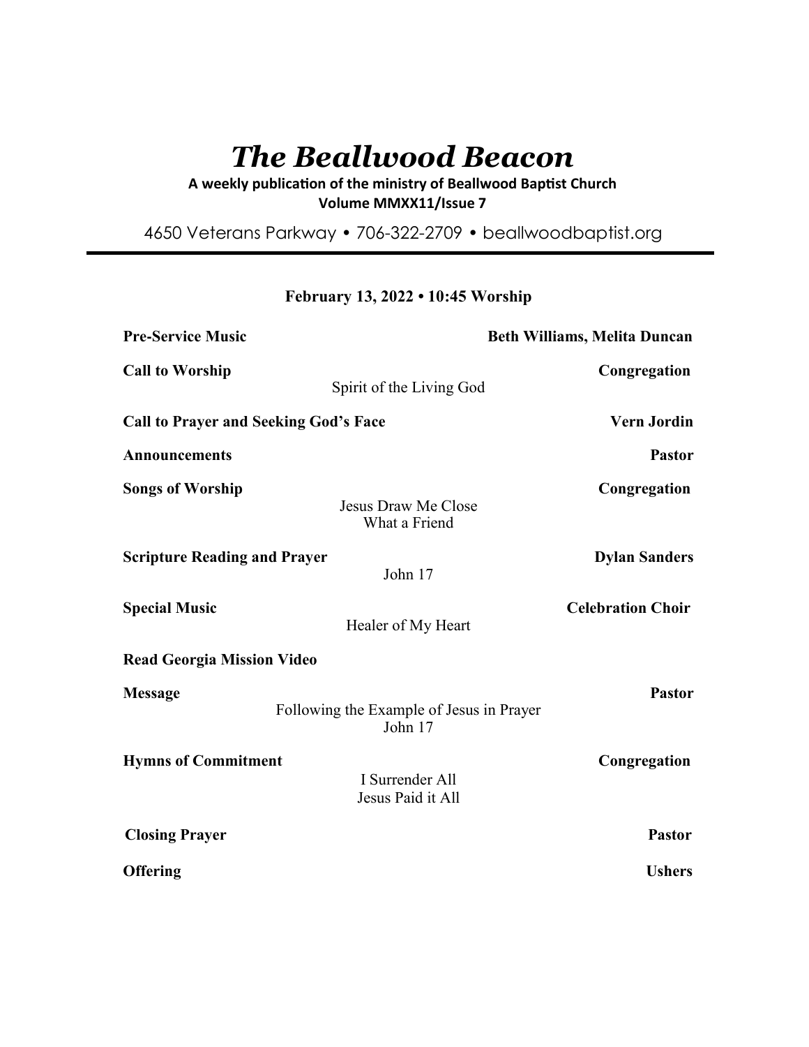# *The Beallwood Beacon*

**A weekly publication of the ministry of Beallwood Baptist Church**
**Volume MMXX11/Issue 7**

4650 Veterans Parkway • 706-322-2709 • beallwoodbaptist.org

---

**February 13, 2022 • 10:45 Worship**

**Pre-Service Music** — **Beth Williams, Melita Duncan**

**Call to Worship** — **Congregation**
Spirit of the Living God

**Call to Prayer and Seeking God's Face** — **Vern Jordin**

**Announcements** — **Pastor**

**Songs of Worship** — **Congregation**
Jesus Draw Me Close
What a Friend

**Scripture Reading and Prayer** — **Dylan Sanders**
John 17

**Special Music** — **Celebration Choir**
Healer of My Heart

**Read Georgia Mission Video**

**Message** — **Pastor**
Following the Example of Jesus in Prayer
John 17

**Hymns of Commitment** — **Congregation**
I Surrender All
Jesus Paid it All

**Closing Prayer** — **Pastor**

**Offering** — **Ushers**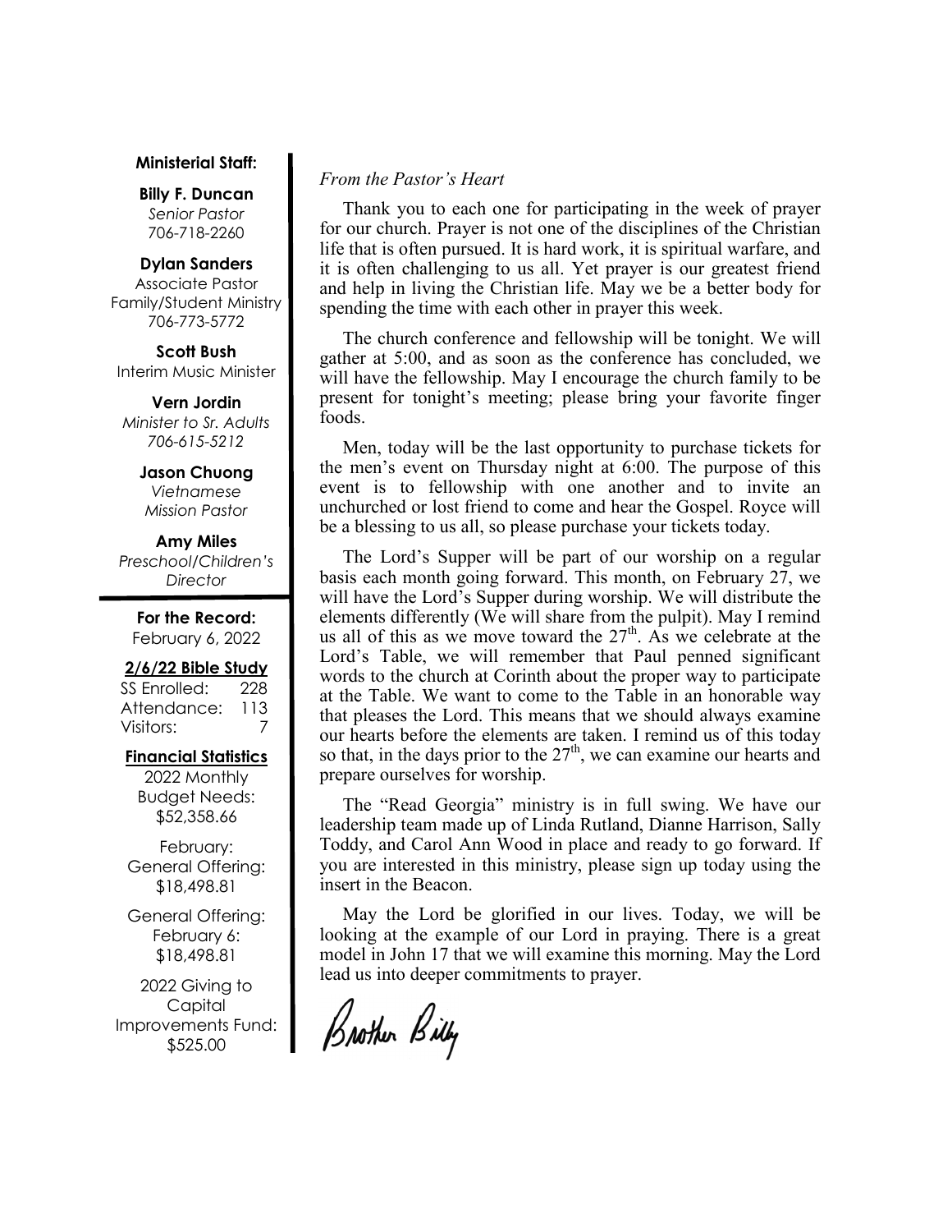**Ministerial Staff:**

**Billy F. Duncan**
*Senior Pastor*
706-718-2260

**Dylan Sanders**
Associate Pastor
Family/Student Ministry
706-773-5772

**Scott Bush**
Interim Music Minister

**Vern Jordin**
*Minister to Sr. Adults*
*706-615-5212*

**Jason Chuong**
*Vietnamese*
*Mission Pastor*

**Amy Miles**
*Preschool/Children's*
*Director*

**For the Record:**
February 6, 2022

**2/6/22 Bible Study**

| | |
|---|---|
| SS Enrolled: | 228 |
| Attendance: | 113 |
| Visitors: | 7 |

**Financial Statistics**

2022 Monthly Budget Needs: $52,358.66

February: General Offering: $18,498.81

General Offering: February 6: $18,498.81

2022 Giving to Capital Improvements Fund: $525.00

*From the Pastor's Heart*

Thank you to each one for participating in the week of prayer for our church. Prayer is not one of the disciplines of the Christian life that is often pursued. It is hard work, it is spiritual warfare, and it is often challenging to us all. Yet prayer is our greatest friend and help in living the Christian life. May we be a better body for spending the time with each other in prayer this week.

The church conference and fellowship will be tonight. We will gather at 5:00, and as soon as the conference has concluded, we will have the fellowship. May I encourage the church family to be present for tonight's meeting; please bring your favorite finger foods.

Men, today will be the last opportunity to purchase tickets for the men's event on Thursday night at 6:00. The purpose of this event is to fellowship with one another and to invite an unchurched or lost friend to come and hear the Gospel. Royce will be a blessing to us all, so please purchase your tickets today.

The Lord's Supper will be part of our worship on a regular basis each month going forward. This month, on February 27, we will have the Lord's Supper during worship. We will distribute the elements differently (We will share from the pulpit). May I remind us all of this as we move toward the 27th. As we celebrate at the Lord's Table, we will remember that Paul penned significant words to the church at Corinth about the proper way to participate at the Table. We want to come to the Table in an honorable way that pleases the Lord. This means that we should always examine our hearts before the elements are taken. I remind us of this today so that, in the days prior to the 27th, we can examine our hearts and prepare ourselves for worship.

The "Read Georgia" ministry is in full swing. We have our leadership team made up of Linda Rutland, Dianne Harrison, Sally Toddy, and Carol Ann Wood in place and ready to go forward. If you are interested in this ministry, please sign up today using the insert in the Beacon.

May the Lord be glorified in our lives. Today, we will be looking at the example of our Lord in praying. There is a great model in John 17 that we will examine this morning. May the Lord lead us into deeper commitments to prayer.

Brother Billy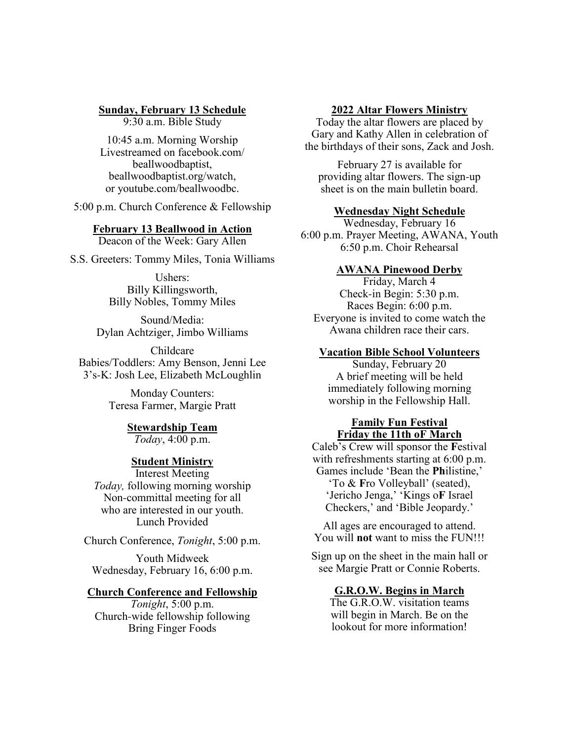**Sunday, February 13 Schedule**

9:30 a.m. Bible Study

10:45 a.m. Morning Worship
Livestreamed on facebook.com/beallwoodbaptist, beallwoodbaptist.org/watch, or youtube.com/beallwoodbc.

5:00 p.m. Church Conference & Fellowship

**February 13 Beallwood in Action**

Deacon of the Week: Gary Allen

S.S. Greeters: Tommy Miles, Tonia Williams

Ushers:
Billy Killingsworth, Billy Nobles, Tommy Miles

Sound/Media:
Dylan Achtziger, Jimbo Williams

Childcare
Babies/Toddlers: Amy Benson, Jenni Lee
3's-K: Josh Lee, Elizabeth McLoughlin

Monday Counters:
Teresa Farmer, Margie Pratt

**Stewardship Team**

*Today*, 4:00 p.m.

**Student Ministry**

Interest Meeting
*Today,* following morning worship
Non-committal meeting for all who are interested in our youth.
Lunch Provided

Church Conference, *Tonight*, 5:00 p.m.

Youth Midweek
Wednesday, February 16, 6:00 p.m.

**Church Conference and Fellowship**

*Tonight*, 5:00 p.m.
Church-wide fellowship following
Bring Finger Foods

**2022 Altar Flowers Ministry**

Today the altar flowers are placed by Gary and Kathy Allen in celebration of the birthdays of their sons, Zack and Josh.

February 27 is available for providing altar flowers. The sign-up sheet is on the main bulletin board.

**Wednesday Night Schedule**

Wednesday, February 16
6:00 p.m. Prayer Meeting, AWANA, Youth
6:50 p.m. Choir Rehearsal

**AWANA Pinewood Derby**

Friday, March 4
Check-in Begin: 5:30 p.m.
Races Begin: 6:00 p.m.
Everyone is invited to come watch the Awana children race their cars.

**Vacation Bible School Volunteers**

Sunday, February 20
A brief meeting will be held immediately following morning worship in the Fellowship Hall.

**Family Fun Festival**
**Friday the 11th oF March**

Caleb's Crew will sponsor the **F**estival with refreshments starting at 6:00 p.m. Games include 'Bean the **Ph**ilistine,' 'To & **F**ro Volleyball' (seated), 'Jericho Jenga,' 'Kings o**F** Israel Checkers,' and 'Bible Jeopardy.'

All ages are encouraged to attend. You will **not** want to miss the FUN!!!

Sign up on the sheet in the main hall or see Margie Pratt or Connie Roberts.

**G.R.O.W. Begins in March**

The G.R.O.W. visitation teams will begin in March. Be on the lookout for more information!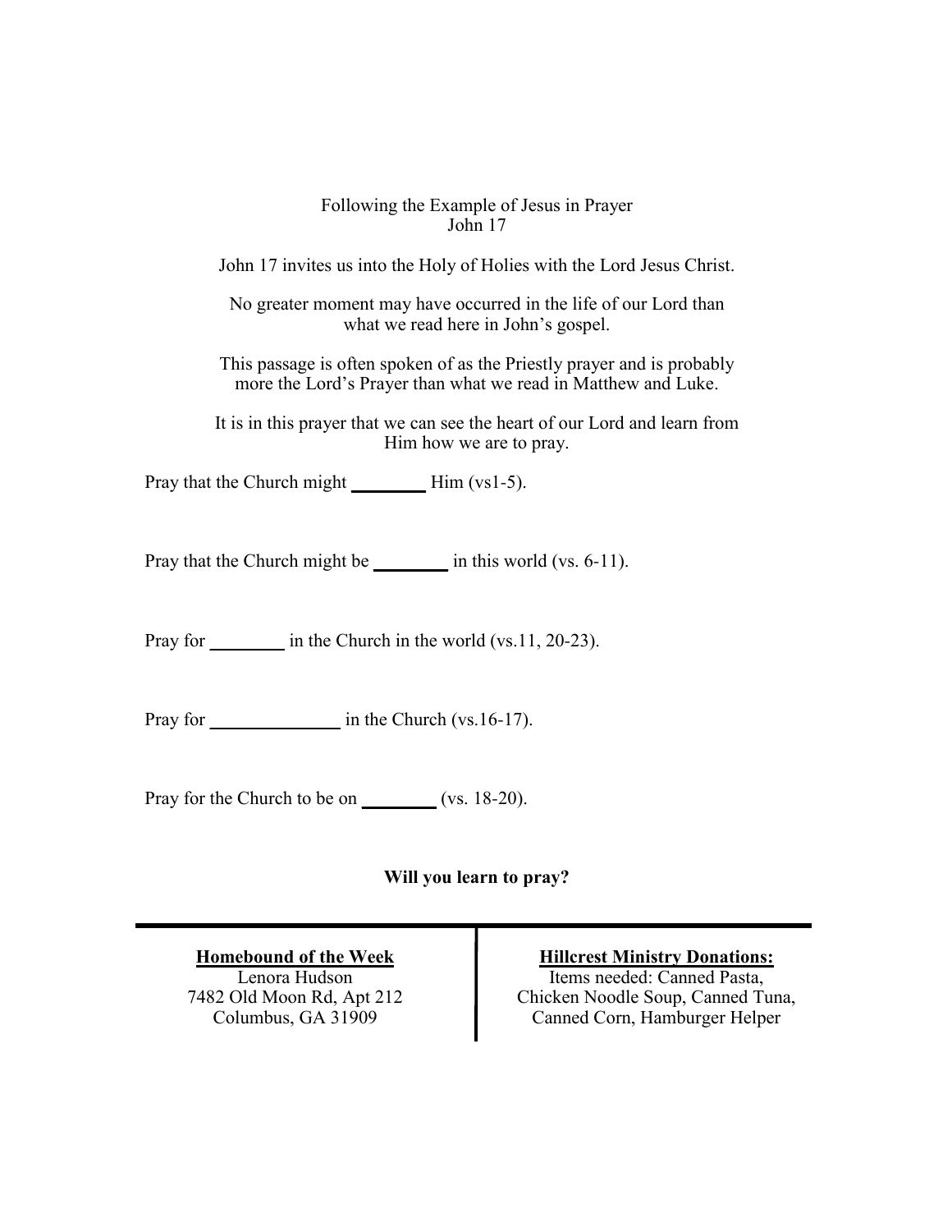Following the Example of Jesus in Prayer
John 17

John 17 invites us into the Holy of Holies with the Lord Jesus Christ.

No greater moment may have occurred in the life of our Lord than what we read here in John's gospel.

This passage is often spoken of as the Priestly prayer and is probably more the Lord's Prayer than what we read in Matthew and Luke.

It is in this prayer that we can see the heart of our Lord and learn from Him how we are to pray.

Pray that the Church might ________ Him (vs1-5).

Pray that the Church might be ________ in this world (vs. 6-11).

Pray for ________ in the Church in the world (vs.11, 20-23).

Pray for ______________ in the Church (vs.16-17).

Pray for the Church to be on ________ (vs. 18-20).

**Will you learn to pray?**

---

**<u>Homebound of the Week</u>**
Lenora Hudson
7482 Old Moon Rd, Apt 212
Columbus, GA 31909

**<u>Hillcrest Ministry Donations:</u>**
Items needed: Canned Pasta, Chicken Noodle Soup, Canned Tuna, Canned Corn, Hamburger Helper